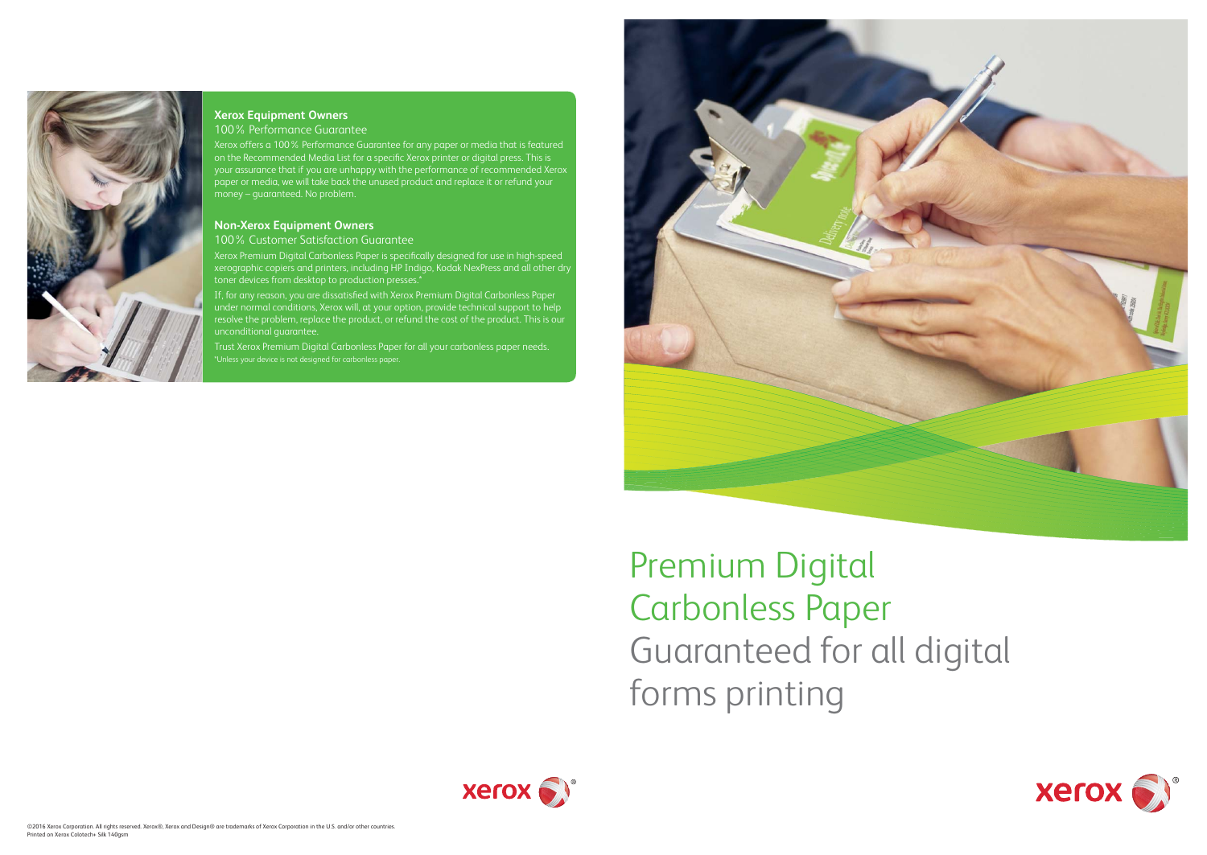## Xerox Equipment Owners

100% Performance Guarantee

Xerox offers a 100% Performance Guarantee for any paper or media that is featured on the Recommended Media List for a specific Xerox printer or digital press. This is your assurance that if you are unhappy with the performance of recommended Xerox paper or media, we will take back the unused product and replace it or refund your money – guaranteed. No problem.

## Non-Xerox Equipment Owners

100% Customer Satisfaction Guarantee

Xerox Premium Digital Carbonless Paper is specifically designed for use in high-speed xerographic copiers and printers, including HP Indigo, Kodak NexPress and all other dry toner devices from desktop to production presses.*

If, for any reason, you are dissatisfied with Xerox Premium Digital Carbonless Paper under normal conditions, Xerox will, at your option, provide technical support to help resolve the problem, replace the product, or refund the cost of the product. This is our unconditional guarantee.

Trust Xerox Premium Digital Carbonless Paper for all your carbonless paper needs.

*Unless your device is not designed for carbonless paper.

©2016 Xerox Corporation. All rights reserved. Xerox®, Xerox and Design® are trademarks of Xerox Corporation in the U.S. and/or other countries.
Printed on Xerox Colotech+ Silk 140gsm

# Premium Digital Carbonless Paper

Guaranteed for all digital forms printing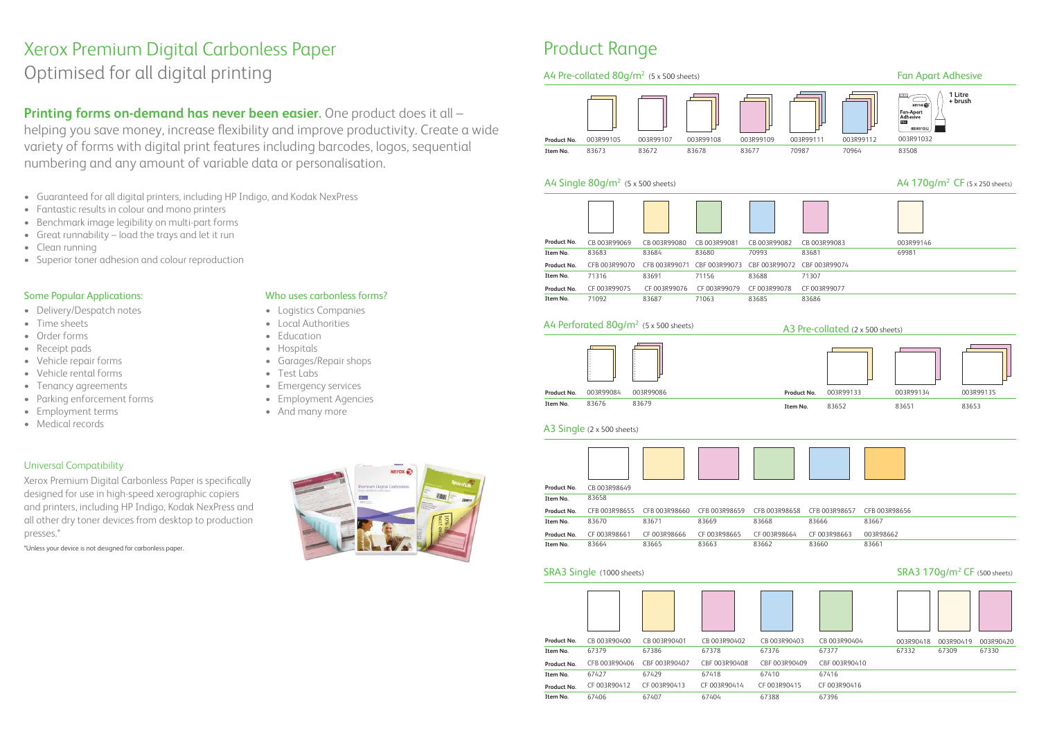# Xerox Premium Digital Carbonless Paper

## Optimised for all digital printing

**Printing forms on-demand has never been easier.** One product does it all – helping you save money, increase flexibility and improve productivity. Create a wide variety of forms with digital print features including barcodes, logos, sequential numbering and any amount of variable data or personalisation.

- Guaranteed for all digital printers, including HP Indigo, and Kodak NexPress
- Fantastic results in colour and mono printers
- Benchmark image legibility on multi-part forms
- Great runnability – load the trays and let it run
- Clean running
- Superior toner adhesion and colour reproduction

### Some Popular Applications:

- Delivery/Despatch notes
- Time sheets
- Order forms
- Receipt pads
- Vehicle repair forms
- Vehicle rental forms
- Tenancy agreements
- Parking enforcement forms
- Employment terms
- Medical records

### Who uses carbonless forms?

- Logistics Companies
- Local Authorities
- Education
- Hospitals
- Garages/Repair shops
- Test Labs
- Emergency services
- Employment Agencies
- And many more

### Universal Compatibility

Xerox Premium Digital Carbonless Paper is specifically designed for use in high-speed xerographic copiers and printers, including HP Indigo, Kodak NexPress and all other dry toner devices from desktop to production presses.*

*Unless your device is not designed for carbonless paper.

# Product Range

### A4 Pre-collated 80g/m² (5 x 500 sheets)

| | | | | | | |
|---|---|---|---|---|---|---|
| Product No. | 003R99105 | 003R99107 | 003R99108 | 003R99109 | 003R99111 | 003R99112 |
| Item No. | 83673 | 83672 | 83678 | 83677 | 70987 | 70964 |

### Fan Apart Adhesive

1 Litre + brush

| | |
|---|---|
| Product No. | 003R91032 |
| Item No. | 83508 |

### A4 Single 80g/m² (5 x 500 sheets)

| | | | | | |
|---|---|---|---|---|---|
| Product No. | CB 003R99069 | CB 003R99080 | CB 003R99081 | CB 003R99082 | CB 003R99083 |
| Item No. | 83683 | 83684 | 83680 | 70993 | 83681 |
| Product No. | CFB 003R99070 | CFB 003R99071 | CBF 003R99073 | CBF 003R99072 | CBF 003R99074 |
| Item No. | 71316 | 83691 | 71156 | 83688 | 71307 |
| Product No. | CF 003R99075 | CF 003R99076 | CF 003R99079 | CF 003R99078 | CF 003R99077 |
| Item No. | 71092 | 83687 | 71063 | 83685 | 83686 |

### A4 170g/m² CF (5 x 250 sheets)

| | |
|---|---|
| Product No. | 003R99146 |
| Item No. | 69981 |

### A4 Perforated 80g/m² (5 x 500 sheets)

| | | |
|---|---|---|
| Product No. | 003R99084 | 003R99086 |
| Item No. | 83676 | 83679 |

### A3 Pre-collated (2 x 500 sheets)

| | | | |
|---|---|---|---|
| Product No. | 003R99133 | 003R99134 | 003R99135 |
| Item No. | 83652 | 83651 | 83653 |

### A3 Single (2 x 500 sheets)

| | | | | | | |
|---|---|---|---|---|---|---|
| Product No. | CB 003R98649 | | | | | |
| Item No. | 83658 | | | | | |
| Product No. | CFB 003R98655 | CFB 003R98660 | CFB 003R98659 | CFB 003R98658 | CFB 003R98657 | CFB 003R98656 |
| Item No. | 83670 | 83671 | 83669 | 83668 | 83666 | 83667 |
| Product No. | CF 003R98661 | CF 003R98666 | CF 003R98665 | CF 003R98664 | CF 003R98663 | 003R98662 |
| Item No. | 83664 | 83665 | 83663 | 83662 | 83660 | 83661 |

### SRA3 Single (1000 sheets)

| | | | | | |
|---|---|---|---|---|---|
| Product No. | CB 003R90400 | CB 003R90401 | CB 003R90402 | CB 003R90403 | CB 003R90404 |
| Item No. | 67379 | 67386 | 67378 | 67376 | 67377 |
| Product No. | CFB 003R90406 | CBF 003R90407 | CBF 003R90408 | CBF 003R90409 | CBF 003R90410 |
| Item No. | 67427 | 67429 | 67418 | 67410 | 67416 |
| Product No. | CF 003R90412 | CF 003R90413 | CF 003R90414 | CF 003R90415 | CF 003R90416 |
| Item No. | 67406 | 67407 | 67404 | 67388 | 67396 |

### SRA3 170g/m² CF (500 sheets)

| | | | |
|---|---|---|---|
| Product No. | 003R90418 | 003R90419 | 003R90420 |
| Item No. | 67332 | 67309 | 67330 |